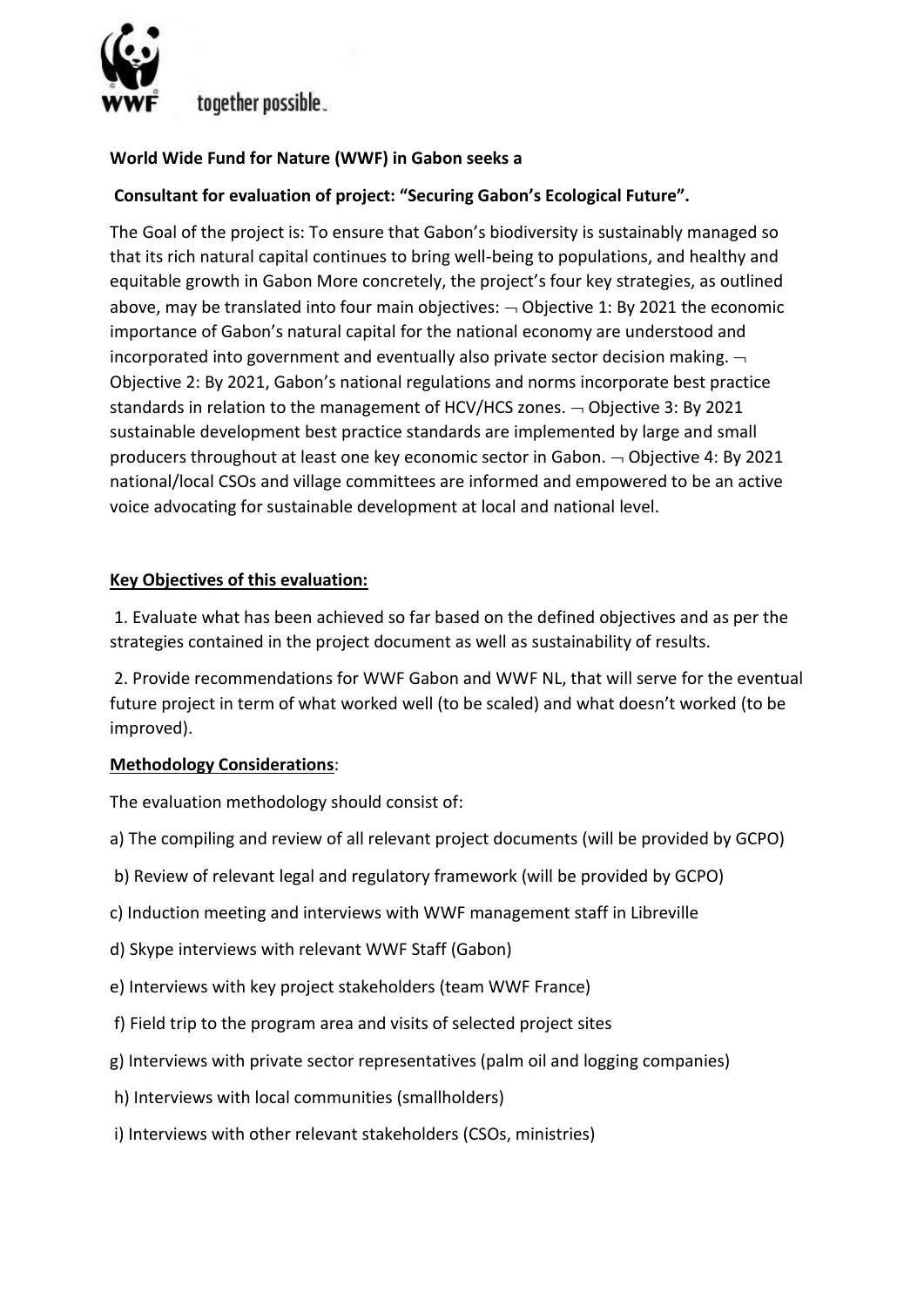together possible.

**World Wide Fund for Nature (WWF) in Gabon seeks a**

**Consultant for evaluation of project: "Securing Gabon's Ecological Future".**

The Goal of the project is: To ensure that Gabon's biodiversity is sustainably managed so that its rich natural capital continues to bring well-being to populations, and healthy and equitable growth in Gabon More concretely, the project's four key strategies, as outlined above, may be translated into four main objectives: ¬ Objective 1: By 2021 the economic importance of Gabon's natural capital for the national economy are understood and incorporated into government and eventually also private sector decision making. ¬ Objective 2: By 2021, Gabon's national regulations and norms incorporate best practice standards in relation to the management of HCV/HCS zones. ¬ Objective 3: By 2021 sustainable development best practice standards are implemented by large and small producers throughout at least one key economic sector in Gabon. ¬ Objective 4: By 2021 national/local CSOs and village committees are informed and empowered to be an active voice advocating for sustainable development at local and national level.

**Key Objectives of this evaluation:**

1. Evaluate what has been achieved so far based on the defined objectives and as per the strategies contained in the project document as well as sustainability of results.

2. Provide recommendations for WWF Gabon and WWF NL, that will serve for the eventual future project in term of what worked well (to be scaled) and what doesn't worked (to be improved).

**Methodology Considerations**:

The evaluation methodology should consist of:

a) The compiling and review of all relevant project documents (will be provided by GCPO)

b) Review of relevant legal and regulatory framework (will be provided by GCPO)

c) Induction meeting and interviews with WWF management staff in Libreville

d) Skype interviews with relevant WWF Staff (Gabon)

e) Interviews with key project stakeholders (team WWF France)

f) Field trip to the program area and visits of selected project sites

g) Interviews with private sector representatives (palm oil and logging companies)

h) Interviews with local communities (smallholders)

i) Interviews with other relevant stakeholders (CSOs, ministries)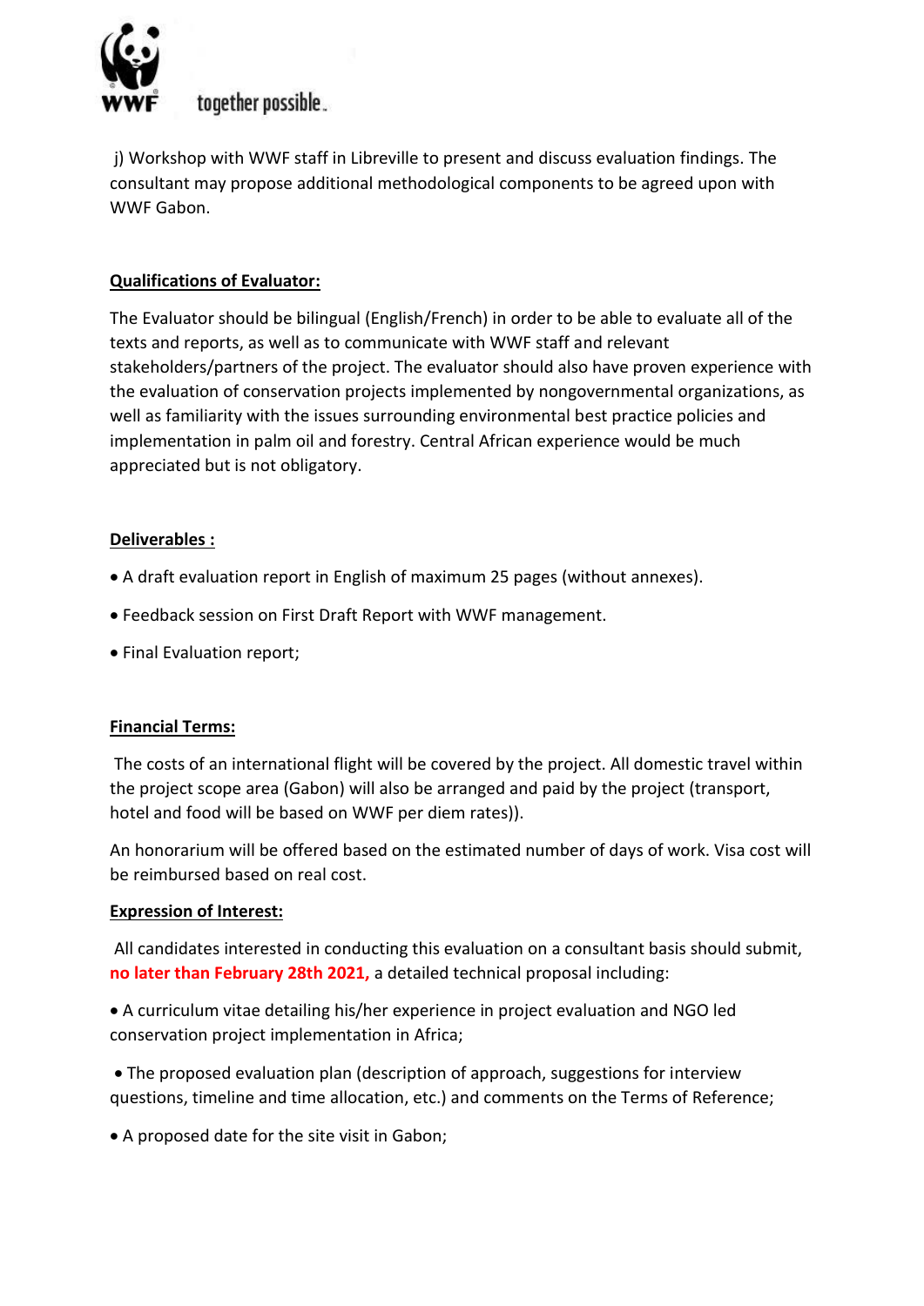j) Workshop with WWF staff in Libreville to present and discuss evaluation findings. The consultant may propose additional methodological components to be agreed upon with WWF Gabon.

**Qualifications of Evaluator:**

The Evaluator should be bilingual (English/French) in order to be able to evaluate all of the texts and reports, as well as to communicate with WWF staff and relevant stakeholders/partners of the project. The evaluator should also have proven experience with the evaluation of conservation projects implemented by nongovernmental organizations, as well as familiarity with the issues surrounding environmental best practice policies and implementation in palm oil and forestry. Central African experience would be much appreciated but is not obligatory.

**Deliverables :**

- A draft evaluation report in English of maximum 25 pages (without annexes).
- Feedback session on First Draft Report with WWF management.
- Final Evaluation report;

**Financial Terms:**

The costs of an international flight will be covered by the project. All domestic travel within the project scope area (Gabon) will also be arranged and paid by the project (transport, hotel and food will be based on WWF per diem rates)).

An honorarium will be offered based on the estimated number of days of work. Visa cost will be reimbursed based on real cost.

**Expression of Interest:**

All candidates interested in conducting this evaluation on a consultant basis should submit, **no later than February 28th 2021,** a detailed technical proposal including:

- A curriculum vitae detailing his/her experience in project evaluation and NGO led conservation project implementation in Africa;
- The proposed evaluation plan (description of approach, suggestions for interview questions, timeline and time allocation, etc.) and comments on the Terms of Reference;
- A proposed date for the site visit in Gabon;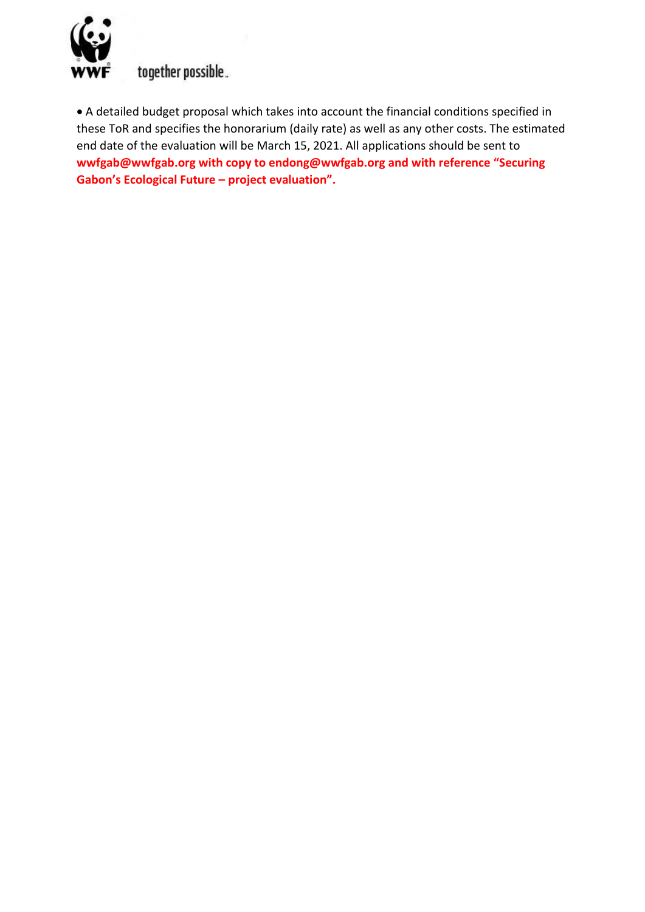- A detailed budget proposal which takes into account the financial conditions specified in these ToR and specifies the honorarium (daily rate) as well as any other costs. The estimated end date of the evaluation will be March 15, 2021. All applications should be sent to **wwfgab@wwfgab.org with copy to endong@wwfgab.org and with reference "Securing Gabon's Ecological Future – project evaluation".**